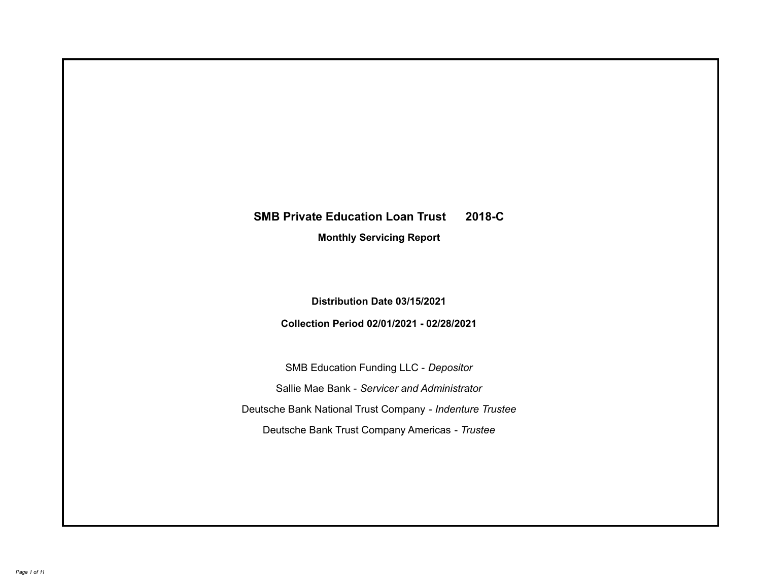# SMB Private Education Loan Trust 2018-C

## Monthly Servicing Report

**Distribution Date 03/15/2021**

**Collection Period 02/01/2021 - 02/28/2021**

SMB Education Funding LLC - *Depositor*

Sallie Mae Bank - *Servicer and Administrator*

Deutsche Bank National Trust Company - *Indenture Trustee*

Deutsche Bank Trust Company Americas - *Trustee*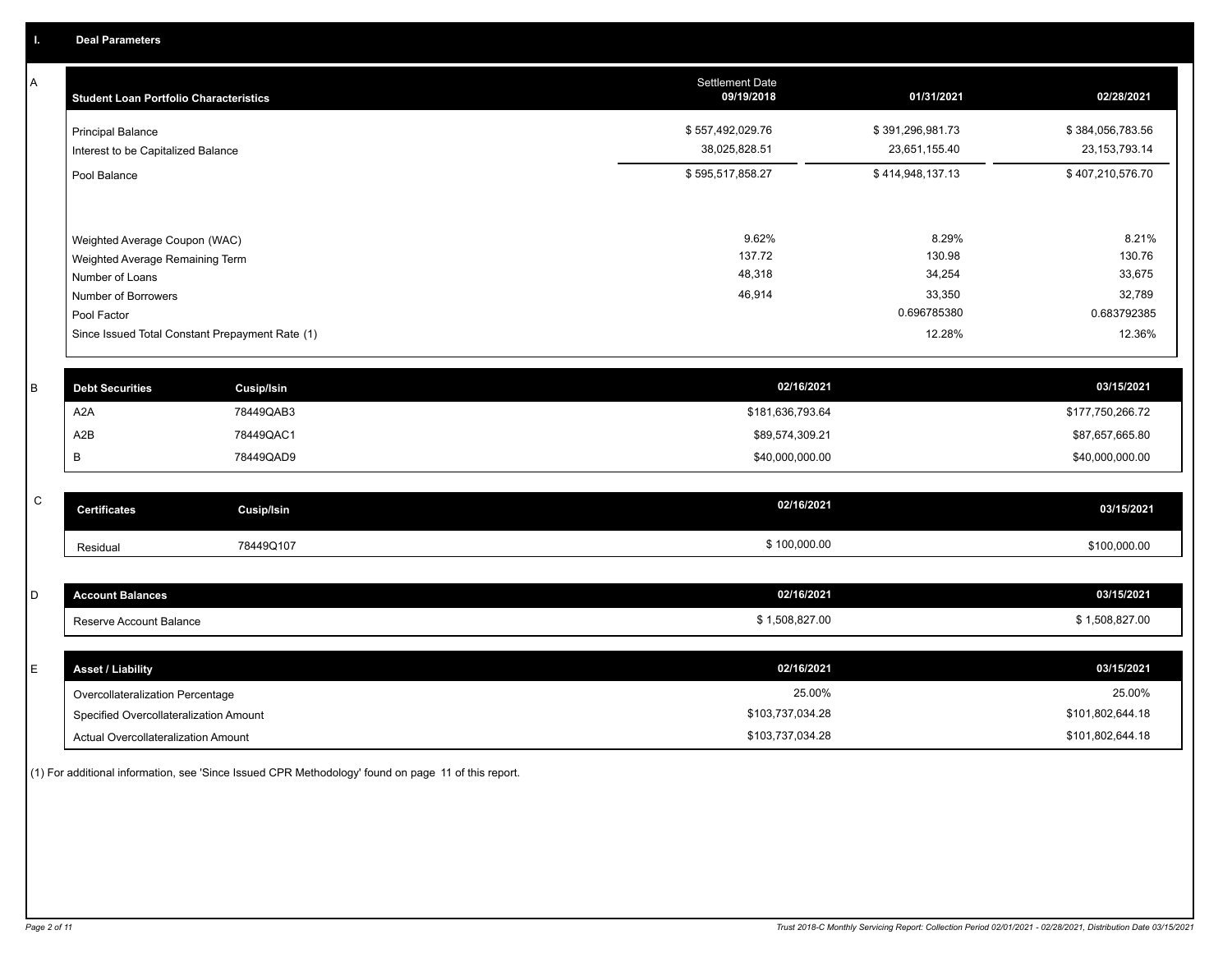## I. Deal Parameters

### A

| Student Loan Portfolio Characteristics | Settlement Date 09/19/2018 | 01/31/2021 | 02/28/2021 |
|---|---|---|---|
| Principal Balance | $ 557,492,029.76 | $ 391,296,981.73 | $ 384,056,783.56 |
| Interest to be Capitalized Balance | 38,025,828.51 | 23,651,155.40 | 23,153,793.14 |
| Pool Balance | $ 595,517,858.27 | $ 414,948,137.13 | $ 407,210,576.70 |
| Weighted Average Coupon (WAC) | 9.62% | 8.29% | 8.21% |
| Weighted Average Remaining Term | 137.72 | 130.98 | 130.76 |
| Number of Loans | 48,318 | 34,254 | 33,675 |
| Number of Borrowers | 46,914 | 33,350 | 32,789 |
| Pool Factor | | 0.696785380 | 0.683792385 |
| Since Issued Total Constant Prepayment Rate (1) | | 12.28% | 12.36% |

### B

| Debt Securities | Cusip/Isin | 02/16/2021 | 03/15/2021 |
|---|---|---|---|
| A2A | 78449QAB3 | $181,636,793.64 | $177,750,266.72 |
| A2B | 78449QAC1 | $89,574,309.21 | $87,657,665.80 |
| B | 78449QAD9 | $40,000,000.00 | $40,000,000.00 |

### C

| Certificates | Cusip/Isin | 02/16/2021 | 03/15/2021 |
|---|---|---|---|
| Residual | 78449Q107 | $ 100,000.00 | $100,000.00 |

### D

| Account Balances | 02/16/2021 | 03/15/2021 |
|---|---|---|
| Reserve Account Balance | $ 1,508,827.00 | $ 1,508,827.00 |

### E

| Asset / Liability | 02/16/2021 | 03/15/2021 |
|---|---|---|
| Overcollateralization Percentage | 25.00% | 25.00% |
| Specified Overcollateralization Amount | $103,737,034.28 | $101,802,644.18 |
| Actual Overcollateralization Amount | $103,737,034.28 | $101,802,644.18 |

(1) For additional information, see 'Since Issued CPR Methodology' found on page 11 of this report.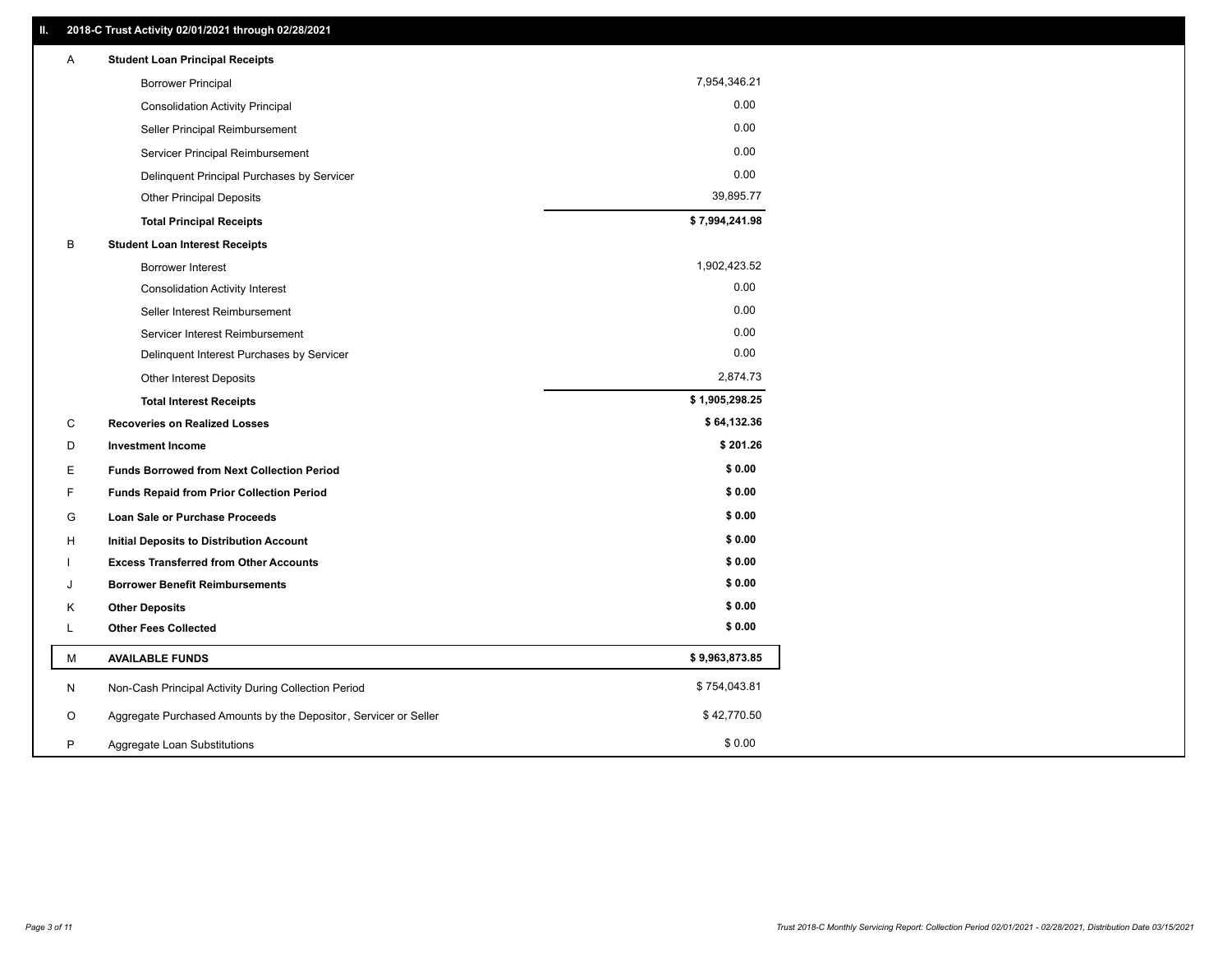## II. 2018-C Trust Activity 02/01/2021 through 02/28/2021

| | | |
|---|---|---|
| A | **Student Loan Principal Receipts** | |
| | Borrower Principal | 7,954,346.21 |
| | Consolidation Activity Principal | 0.00 |
| | Seller Principal Reimbursement | 0.00 |
| | Servicer Principal Reimbursement | 0.00 |
| | Delinquent Principal Purchases by Servicer | 0.00 |
| | Other Principal Deposits | 39,895.77 |
| | **Total Principal Receipts** | **$ 7,994,241.98** |
| B | **Student Loan Interest Receipts** | |
| | Borrower Interest | 1,902,423.52 |
| | Consolidation Activity Interest | 0.00 |
| | Seller Interest Reimbursement | 0.00 |
| | Servicer Interest Reimbursement | 0.00 |
| | Delinquent Interest Purchases by Servicer | 0.00 |
| | Other Interest Deposits | 2,874.73 |
| | **Total Interest Receipts** | **$ 1,905,298.25** |
| C | **Recoveries on Realized Losses** | **$ 64,132.36** |
| D | **Investment Income** | **$ 201.26** |
| E | **Funds Borrowed from Next Collection Period** | **$ 0.00** |
| F | **Funds Repaid from Prior Collection Period** | **$ 0.00** |
| G | **Loan Sale or Purchase Proceeds** | **$ 0.00** |
| H | **Initial Deposits to Distribution Account** | **$ 0.00** |
| I | **Excess Transferred from Other Accounts** | **$ 0.00** |
| J | **Borrower Benefit Reimbursements** | **$ 0.00** |
| K | **Other Deposits** | **$ 0.00** |
| L | **Other Fees Collected** | **$ 0.00** |
| M | **AVAILABLE FUNDS** | **$ 9,963,873.85** |
| N | Non-Cash Principal Activity During Collection Period | $ 754,043.81 |
| O | Aggregate Purchased Amounts by the Depositor, Servicer or Seller | $ 42,770.50 |
| P | Aggregate Loan Substitutions | $ 0.00 |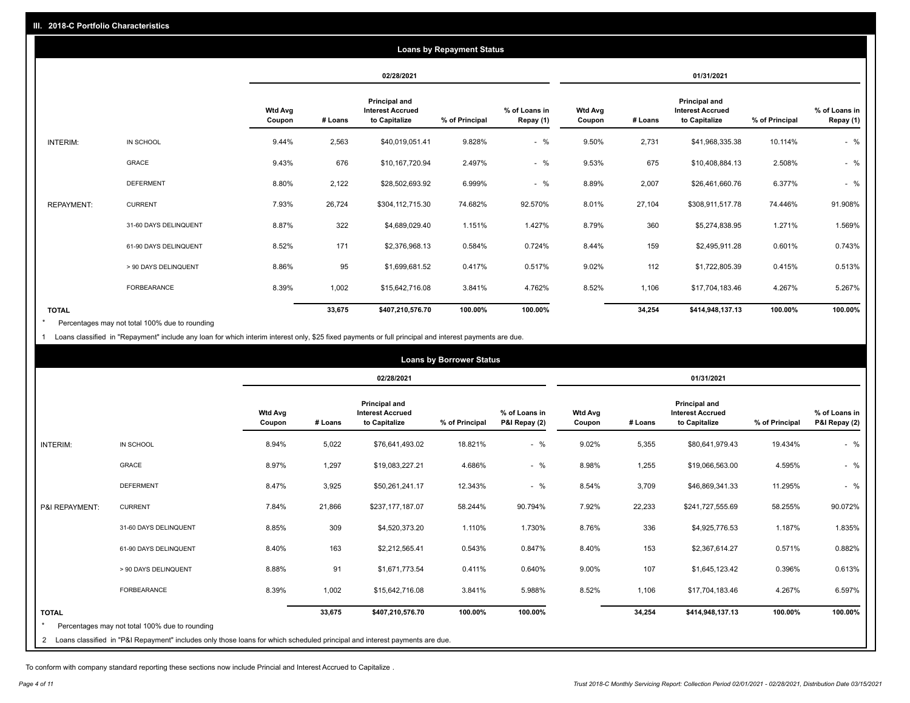## III. 2018-C Portfolio Characteristics

### Loans by Repayment Status

| | | 02/28/2021 | | | | | 01/31/2021 | | | | |
|---|---|---|---|---|---|---|---|---|---|---|---|
| | | Wtd Avg Coupon | # Loans | Principal and Interest Accrued to Capitalize | % of Principal | % of Loans in Repay (1) | Wtd Avg Coupon | # Loans | Principal and Interest Accrued to Capitalize | % of Principal | % of Loans in Repay (1) |
| INTERIM: | IN SCHOOL | 9.44% | 2,563 | $40,019,051.41 | 9.828% | - % | 9.50% | 2,731 | $41,968,335.38 | 10.114% | - % |
| | GRACE | 9.43% | 676 | $10,167,720.94 | 2.497% | - % | 9.53% | 675 | $10,408,884.13 | 2.508% | - % |
| | DEFERMENT | 8.80% | 2,122 | $28,502,693.92 | 6.999% | - % | 8.89% | 2,007 | $26,461,660.76 | 6.377% | - % |
| REPAYMENT: | CURRENT | 7.93% | 26,724 | $304,112,715.30 | 74.682% | 92.570% | 8.01% | 27,104 | $308,911,517.78 | 74.446% | 91.908% |
| | 31-60 DAYS DELINQUENT | 8.87% | 322 | $4,689,029.40 | 1.151% | 1.427% | 8.79% | 360 | $5,274,838.95 | 1.271% | 1.569% |
| | 61-90 DAYS DELINQUENT | 8.52% | 171 | $2,376,968.13 | 0.584% | 0.724% | 8.44% | 159 | $2,495,911.28 | 0.601% | 0.743% |
| | > 90 DAYS DELINQUENT | 8.86% | 95 | $1,699,681.52 | 0.417% | 0.517% | 9.02% | 112 | $1,722,805.39 | 0.415% | 0.513% |
| | FORBEARANCE | 8.39% | 1,002 | $15,642,716.08 | 3.841% | 4.762% | 8.52% | 1,106 | $17,704,183.46 | 4.267% | 5.267% |
| TOTAL | | | 33,675 | $407,210,576.70 | 100.00% | 100.00% | | 34,254 | $414,948,137.13 | 100.00% | 100.00% |

\* Percentages may not total 100% due to rounding

1 Loans classified in "Repayment" include any loan for which interim interest only, $25 fixed payments or full principal and interest payments are due.

### Loans by Borrower Status

| | | 02/28/2021 | | | | | 01/31/2021 | | | | |
|---|---|---|---|---|---|---|---|---|---|---|---|
| | | Wtd Avg Coupon | # Loans | Principal and Interest Accrued to Capitalize | % of Principal | % of Loans in P&I Repay (2) | Wtd Avg Coupon | # Loans | Principal and Interest Accrued to Capitalize | % of Principal | % of Loans in P&I Repay (2) |
| INTERIM: | IN SCHOOL | 8.94% | 5,022 | $76,641,493.02 | 18.821% | - % | 9.02% | 5,355 | $80,641,979.43 | 19.434% | - % |
| | GRACE | 8.97% | 1,297 | $19,083,227.21 | 4.686% | - % | 8.98% | 1,255 | $19,066,563.00 | 4.595% | - % |
| | DEFERMENT | 8.47% | 3,925 | $50,261,241.17 | 12.343% | - % | 8.54% | 3,709 | $46,869,341.33 | 11.295% | - % |
| P&I REPAYMENT: | CURRENT | 7.84% | 21,866 | $237,177,187.07 | 58.244% | 90.794% | 7.92% | 22,233 | $241,727,555.69 | 58.255% | 90.072% |
| | 31-60 DAYS DELINQUENT | 8.85% | 309 | $4,520,373.20 | 1.110% | 1.730% | 8.76% | 336 | $4,925,776.53 | 1.187% | 1.835% |
| | 61-90 DAYS DELINQUENT | 8.40% | 163 | $2,212,565.41 | 0.543% | 0.847% | 8.40% | 153 | $2,367,614.27 | 0.571% | 0.882% |
| | > 90 DAYS DELINQUENT | 8.88% | 91 | $1,671,773.54 | 0.411% | 0.640% | 9.00% | 107 | $1,645,123.42 | 0.396% | 0.613% |
| | FORBEARANCE | 8.39% | 1,002 | $15,642,716.08 | 3.841% | 5.988% | 8.52% | 1,106 | $17,704,183.46 | 4.267% | 6.597% |
| TOTAL | | | 33,675 | $407,210,576.70 | 100.00% | 100.00% | | 34,254 | $414,948,137.13 | 100.00% | 100.00% |

\* Percentages may not total 100% due to rounding

2 Loans classified in "P&I Repayment" includes only those loans for which scheduled principal and interest payments are due.

To conform with company standard reporting these sections now include Princial and Interest Accrued to Capitalize .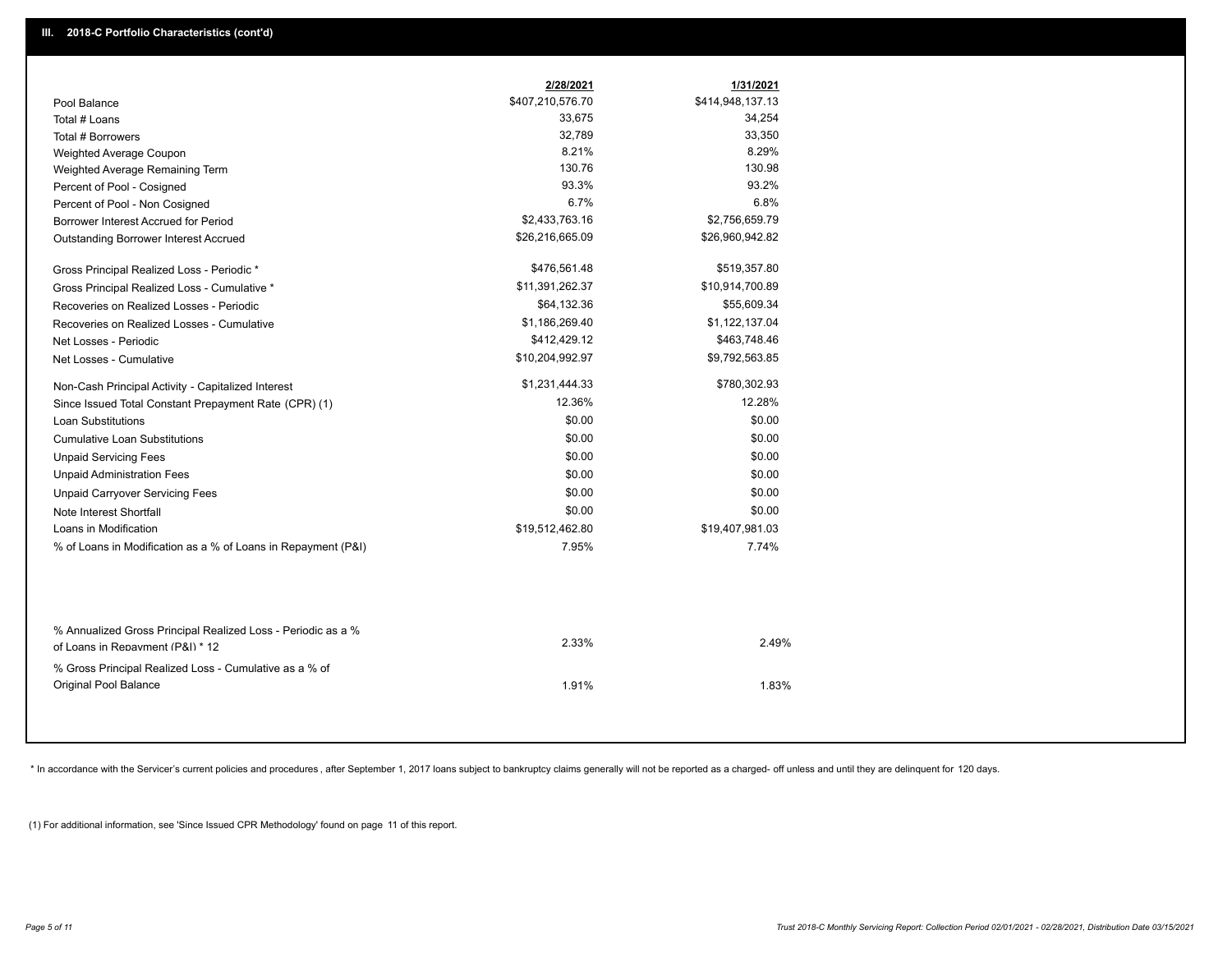## III. 2018-C Portfolio Characteristics (cont'd)

| | 2/28/2021 | 1/31/2021 |
|---|---|---|
| Pool Balance | $407,210,576.70 | $414,948,137.13 |
| Total # Loans | 33,675 | 34,254 |
| Total # Borrowers | 32,789 | 33,350 |
| Weighted Average Coupon | 8.21% | 8.29% |
| Weighted Average Remaining Term | 130.76 | 130.98 |
| Percent of Pool - Cosigned | 93.3% | 93.2% |
| Percent of Pool - Non Cosigned | 6.7% | 6.8% |
| Borrower Interest Accrued for Period | $2,433,763.16 | $2,756,659.79 |
| Outstanding Borrower Interest Accrued | $26,216,665.09 | $26,960,942.82 |
| Gross Principal Realized Loss - Periodic * | $476,561.48 | $519,357.80 |
| Gross Principal Realized Loss - Cumulative * | $11,391,262.37 | $10,914,700.89 |
| Recoveries on Realized Losses - Periodic | $64,132.36 | $55,609.34 |
| Recoveries on Realized Losses - Cumulative | $1,186,269.40 | $1,122,137.04 |
| Net Losses - Periodic | $412,429.12 | $463,748.46 |
| Net Losses - Cumulative | $10,204,992.97 | $9,792,563.85 |
| Non-Cash Principal Activity - Capitalized Interest | $1,231,444.33 | $780,302.93 |
| Since Issued Total Constant Prepayment Rate (CPR) (1) | 12.36% | 12.28% |
| Loan Substitutions | $0.00 | $0.00 |
| Cumulative Loan Substitutions | $0.00 | $0.00 |
| Unpaid Servicing Fees | $0.00 | $0.00 |
| Unpaid Administration Fees | $0.00 | $0.00 |
| Unpaid Carryover Servicing Fees | $0.00 | $0.00 |
| Note Interest Shortfall | $0.00 | $0.00 |
| Loans in Modification | $19,512,462.80 | $19,407,981.03 |
| % of Loans in Modification as a % of Loans in Repayment (P&I) | 7.95% | 7.74% |
| % Annualized Gross Principal Realized Loss - Periodic as a % of Loans in Repayment (P&I) * 12 | 2.33% | 2.49% |
| % Gross Principal Realized Loss - Cumulative as a % of Original Pool Balance | 1.91% | 1.83% |

* In accordance with the Servicer's current policies and procedures , after September 1, 2017 loans subject to bankruptcy claims generally will not be reported as a charged- off unless and until they are delinquent for 120 days.

(1) For additional information, see 'Since Issued CPR Methodology' found on page 11 of this report.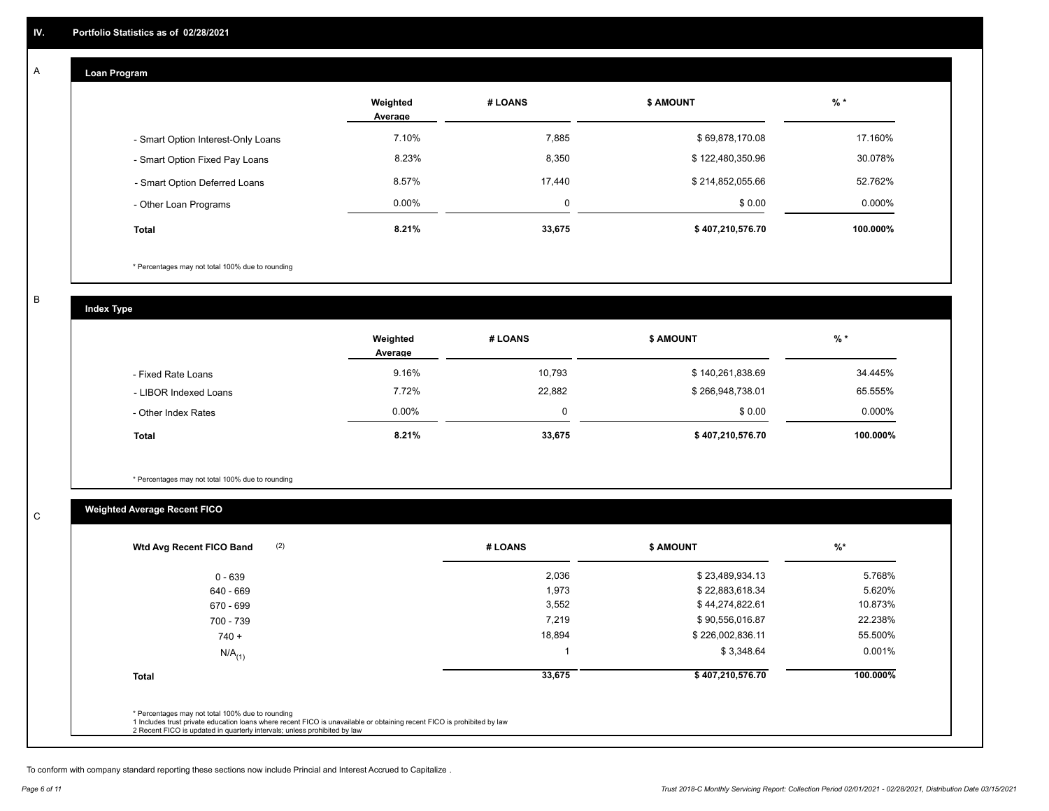## IV. Portfolio Statistics as of 02/28/2021

### A — Loan Program

| | Weighted Average | # LOANS | $ AMOUNT | % * |
|---|---|---|---|---|
| - Smart Option Interest-Only Loans | 7.10% | 7,885 | $ 69,878,170.08 | 17.160% |
| - Smart Option Fixed Pay Loans | 8.23% | 8,350 | $ 122,480,350.96 | 30.078% |
| - Smart Option Deferred Loans | 8.57% | 17,440 | $ 214,852,055.66 | 52.762% |
| - Other Loan Programs | 0.00% | 0 | $ 0.00 | 0.000% |
| **Total** | **8.21%** | **33,675** | **$ 407,210,576.70** | **100.000%** |

\* Percentages may not total 100% due to rounding

### B — Index Type

| | Weighted Average | # LOANS | $ AMOUNT | % * |
|---|---|---|---|---|
| - Fixed Rate Loans | 9.16% | 10,793 | $ 140,261,838.69 | 34.445% |
| - LIBOR Indexed Loans | 7.72% | 22,882 | $ 266,948,738.01 | 65.555% |
| - Other Index Rates | 0.00% | 0 | $ 0.00 | 0.000% |
| **Total** | **8.21%** | **33,675** | **$ 407,210,576.70** | **100.000%** |

\* Percentages may not total 100% due to rounding

### C — Weighted Average Recent FICO

| Wtd Avg Recent FICO Band (2) | # LOANS | $ AMOUNT | %* |
|---|---|---|---|
| 0 - 639 | 2,036 | $ 23,489,934.13 | 5.768% |
| 640 - 669 | 1,973 | $ 22,883,618.34 | 5.620% |
| 670 - 699 | 3,552 | $ 44,274,822.61 | 10.873% |
| 700 - 739 | 7,219 | $ 90,556,016.87 | 22.238% |
| 740 + | 18,894 | $ 226,002,836.11 | 55.500% |
| N/A(1) | 1 | $ 3,348.64 | 0.001% |
| **Total** | **33,675** | **$ 407,210,576.70** | **100.000%** |

\* Percentages may not total 100% due to rounding
1 Includes trust private education loans where recent FICO is unavailable or obtaining recent FICO is prohibited by law
2 Recent FICO is updated in quarterly intervals; unless prohibited by law

To conform with company standard reporting these sections now include Princial and Interest Accrued to Capitalize .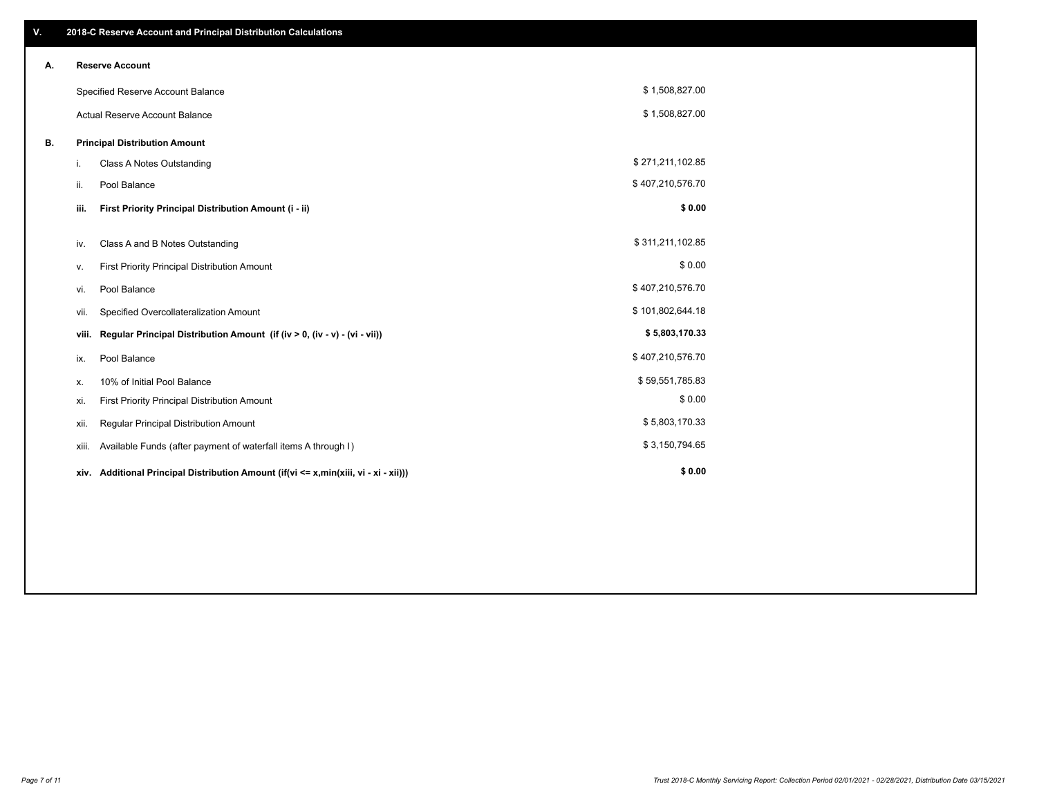## V. 2018-C Reserve Account and Principal Distribution Calculations

### A. Reserve Account

| | |
|---|---|
| Specified Reserve Account Balance | $ 1,508,827.00 |
| Actual Reserve Account Balance | $ 1,508,827.00 |

### B. Principal Distribution Amount

| | | |
|---|---|---|
| i. | Class A Notes Outstanding | $ 271,211,102.85 |
| ii. | Pool Balance | $ 407,210,576.70 |
| **iii.** | **First Priority Principal Distribution Amount (i - ii)** | **$ 0.00** |
| iv. | Class A and B Notes Outstanding | $ 311,211,102.85 |
| v. | First Priority Principal Distribution Amount | $ 0.00 |
| vi. | Pool Balance | $ 407,210,576.70 |
| vii. | Specified Overcollateralization Amount | $ 101,802,644.18 |
| **viii.** | **Regular Principal Distribution Amount (if (iv > 0, (iv - v) - (vi - vii))** | **$ 5,803,170.33** |
| ix. | Pool Balance | $ 407,210,576.70 |
| x. | 10% of Initial Pool Balance | $ 59,551,785.83 |
| xi. | First Priority Principal Distribution Amount | $ 0.00 |
| xii. | Regular Principal Distribution Amount | $ 5,803,170.33 |
| xiii. | Available Funds (after payment of waterfall items A through I) | $ 3,150,794.65 |
| **xiv.** | **Additional Principal Distribution Amount (if(vi <= x,min(xiii, vi - xi - xii)))** | **$ 0.00** |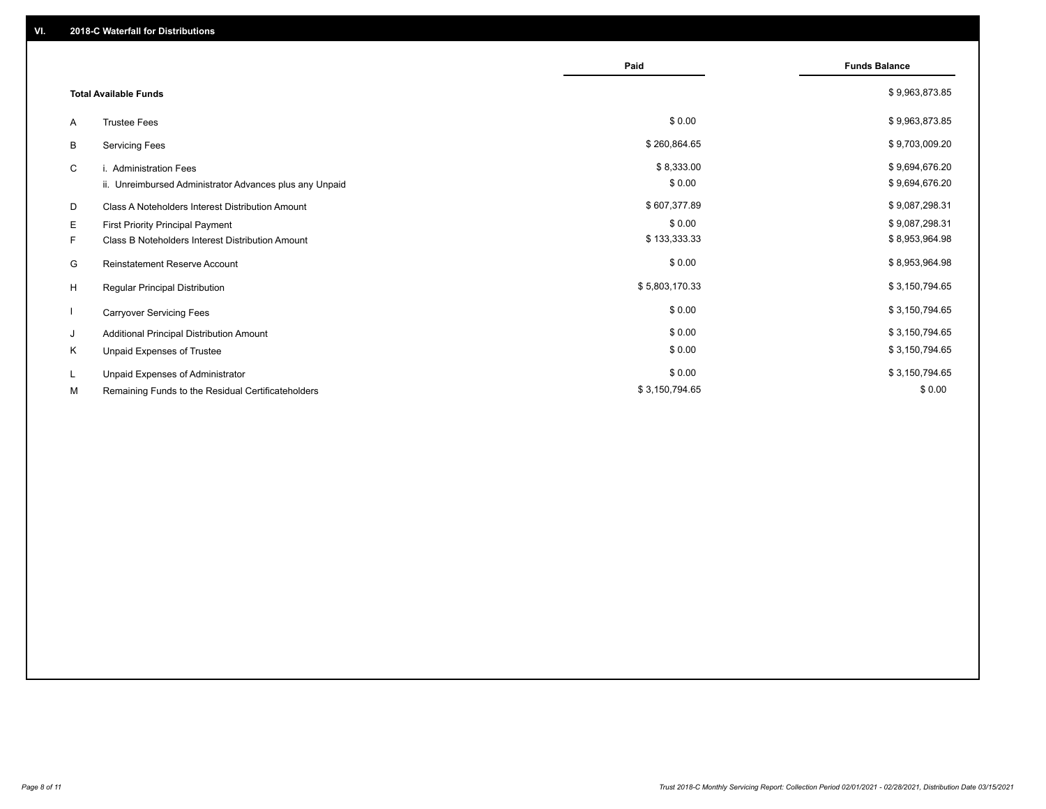## VI. 2018-C Waterfall for Distributions

| | | Paid | Funds Balance |
|---|---|---|---|
| | **Total Available Funds** | | $ 9,963,873.85 |
| A | Trustee Fees | $ 0.00 | $ 9,963,873.85 |
| B | Servicing Fees | $ 260,864.65 | $ 9,703,009.20 |
| C | i. Administration Fees | $ 8,333.00 | $ 9,694,676.20 |
| | ii. Unreimbursed Administrator Advances plus any Unpaid | $ 0.00 | $ 9,694,676.20 |
| D | Class A Noteholders Interest Distribution Amount | $ 607,377.89 | $ 9,087,298.31 |
| E | First Priority Principal Payment | $ 0.00 | $ 9,087,298.31 |
| F | Class B Noteholders Interest Distribution Amount | $ 133,333.33 | $ 8,953,964.98 |
| G | Reinstatement Reserve Account | $ 0.00 | $ 8,953,964.98 |
| H | Regular Principal Distribution | $ 5,803,170.33 | $ 3,150,794.65 |
| I | Carryover Servicing Fees | $ 0.00 | $ 3,150,794.65 |
| J | Additional Principal Distribution Amount | $ 0.00 | $ 3,150,794.65 |
| K | Unpaid Expenses of Trustee | $ 0.00 | $ 3,150,794.65 |
| L | Unpaid Expenses of Administrator | $ 0.00 | $ 3,150,794.65 |
| M | Remaining Funds to the Residual Certificateholders | $ 3,150,794.65 | $ 0.00 |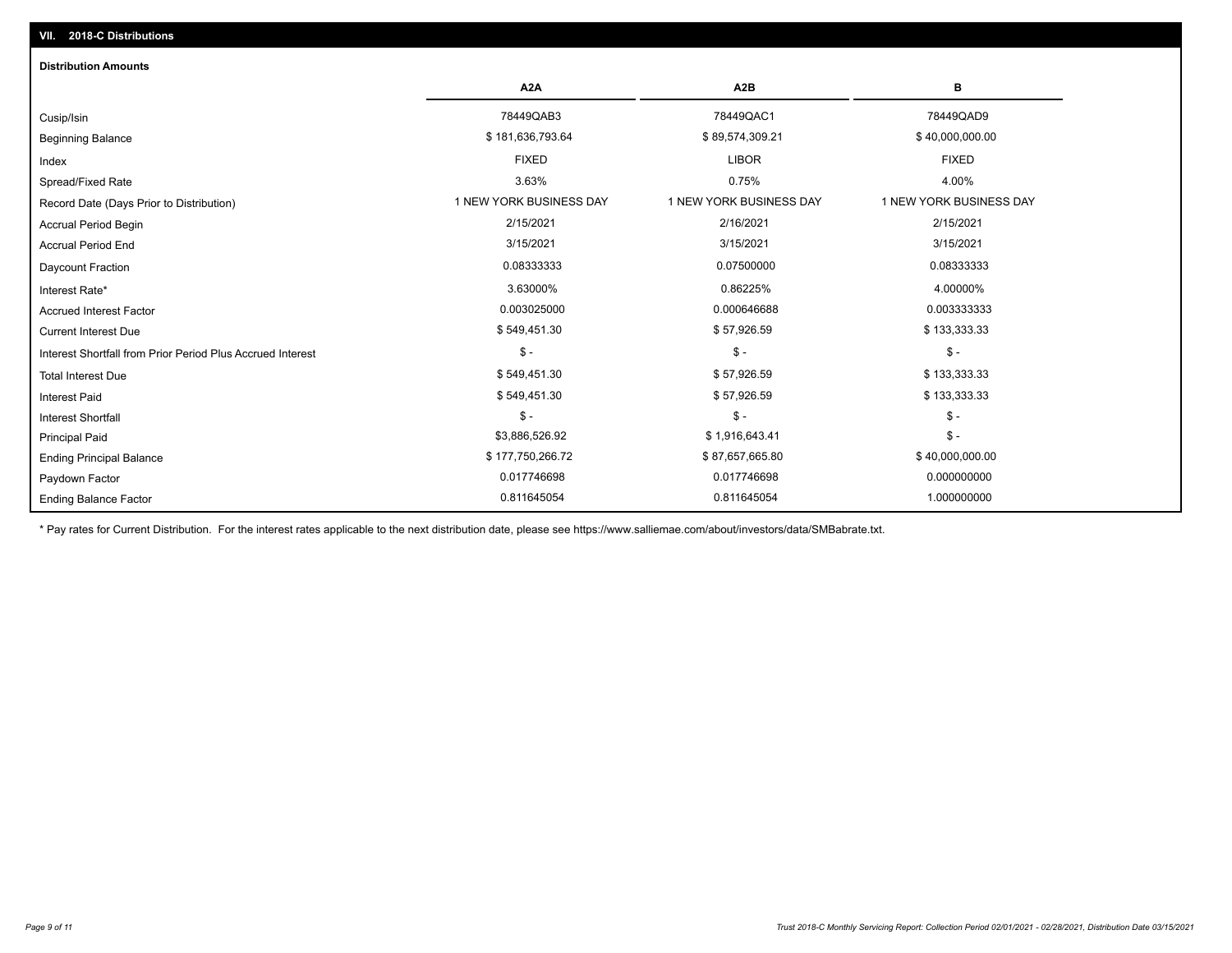## VII. 2018-C Distributions

### Distribution Amounts

| | A2A | A2B | B |
|---|---|---|---|
| Cusip/Isin | 78449QAB3 | 78449QAC1 | 78449QAD9 |
| Beginning Balance | $ 181,636,793.64 | $ 89,574,309.21 | $ 40,000,000.00 |
| Index | FIXED | LIBOR | FIXED |
| Spread/Fixed Rate | 3.63% | 0.75% | 4.00% |
| Record Date (Days Prior to Distribution) | 1 NEW YORK BUSINESS DAY | 1 NEW YORK BUSINESS DAY | 1 NEW YORK BUSINESS DAY |
| Accrual Period Begin | 2/15/2021 | 2/16/2021 | 2/15/2021 |
| Accrual Period End | 3/15/2021 | 3/15/2021 | 3/15/2021 |
| Daycount Fraction | 0.08333333 | 0.07500000 | 0.08333333 |
| Interest Rate* | 3.63000% | 0.86225% | 4.00000% |
| Accrued Interest Factor | 0.003025000 | 0.000646688 | 0.003333333 |
| Current Interest Due | $ 549,451.30 | $ 57,926.59 | $ 133,333.33 |
| Interest Shortfall from Prior Period Plus Accrued Interest | $ - | $ - | $ - |
| Total Interest Due | $ 549,451.30 | $ 57,926.59 | $ 133,333.33 |
| Interest Paid | $ 549,451.30 | $ 57,926.59 | $ 133,333.33 |
| Interest Shortfall | $ - | $ - | $ - |
| Principal Paid | $3,886,526.92 | $ 1,916,643.41 | $ - |
| Ending Principal Balance | $ 177,750,266.72 | $ 87,657,665.80 | $ 40,000,000.00 |
| Paydown Factor | 0.017746698 | 0.017746698 | 0.000000000 |
| Ending Balance Factor | 0.811645054 | 0.811645054 | 1.000000000 |

* Pay rates for Current Distribution. For the interest rates applicable to the next distribution date, please see https://www.salliemae.com/about/investors/data/SMBabrate.txt.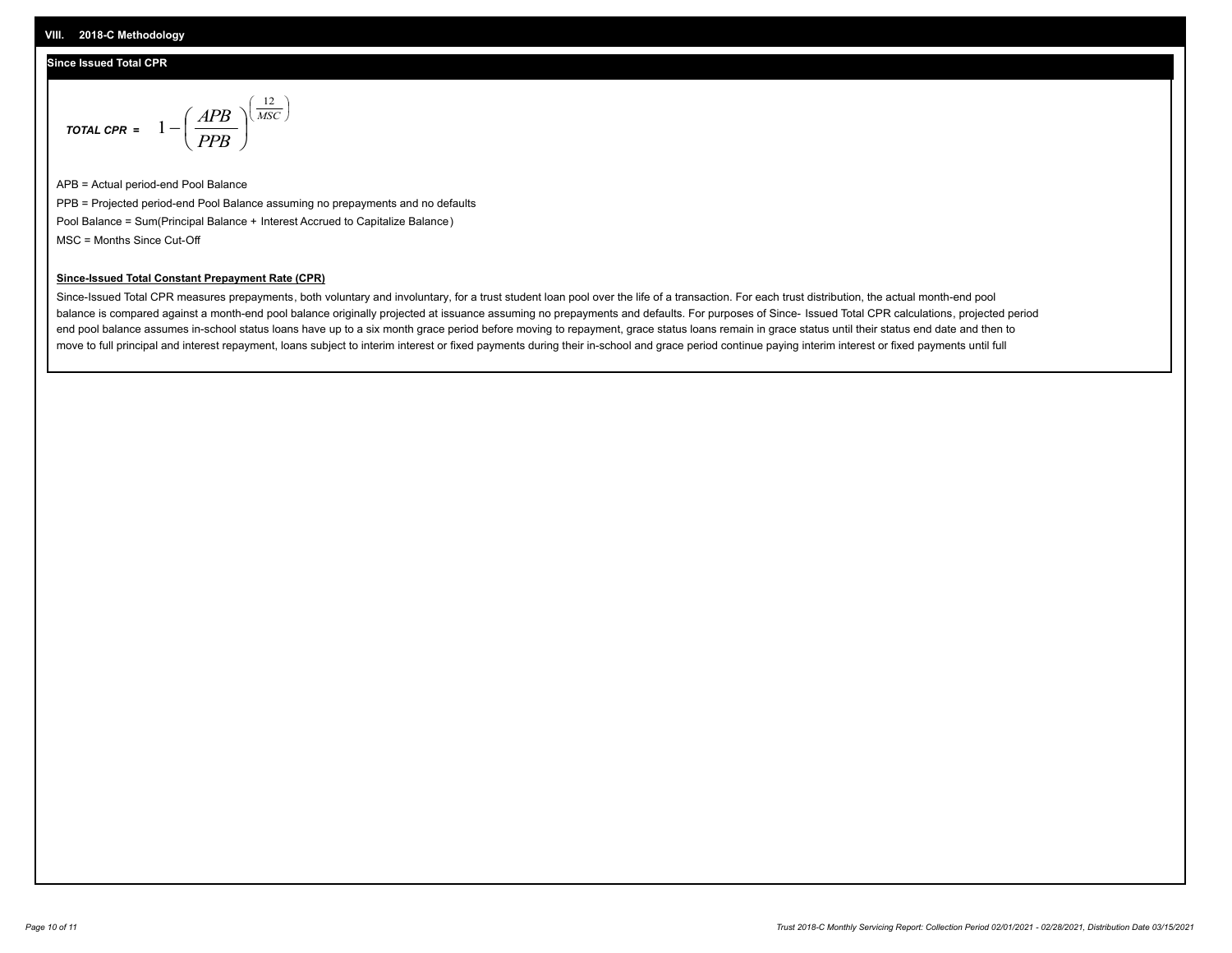## VIII. 2018-C Methodology

### Since Issued Total CPR

**TOTAL CPR =** $$1-\left(\frac{APB}{PPB}\right)^{\left(\frac{12}{MSC}\right)}$$

APB = Actual period-end Pool Balance

PPB = Projected period-end Pool Balance assuming no prepayments and no defaults

Pool Balance = Sum(Principal Balance + Interest Accrued to Capitalize Balance)

MSC = Months Since Cut-Off

**Since-Issued Total Constant Prepayment Rate (CPR)**

Since-Issued Total CPR measures prepayments, both voluntary and involuntary, for a trust student loan pool over the life of a transaction. For each trust distribution, the actual month-end pool balance is compared against a month-end pool balance originally projected at issuance assuming no prepayments and defaults. For purposes of Since- Issued Total CPR calculations, projected period end pool balance assumes in-school status loans have up to a six month grace period before moving to repayment, grace status loans remain in grace status until their status end date and then to move to full principal and interest repayment, loans subject to interim interest or fixed payments during their in-school and grace period continue paying interim interest or fixed payments until full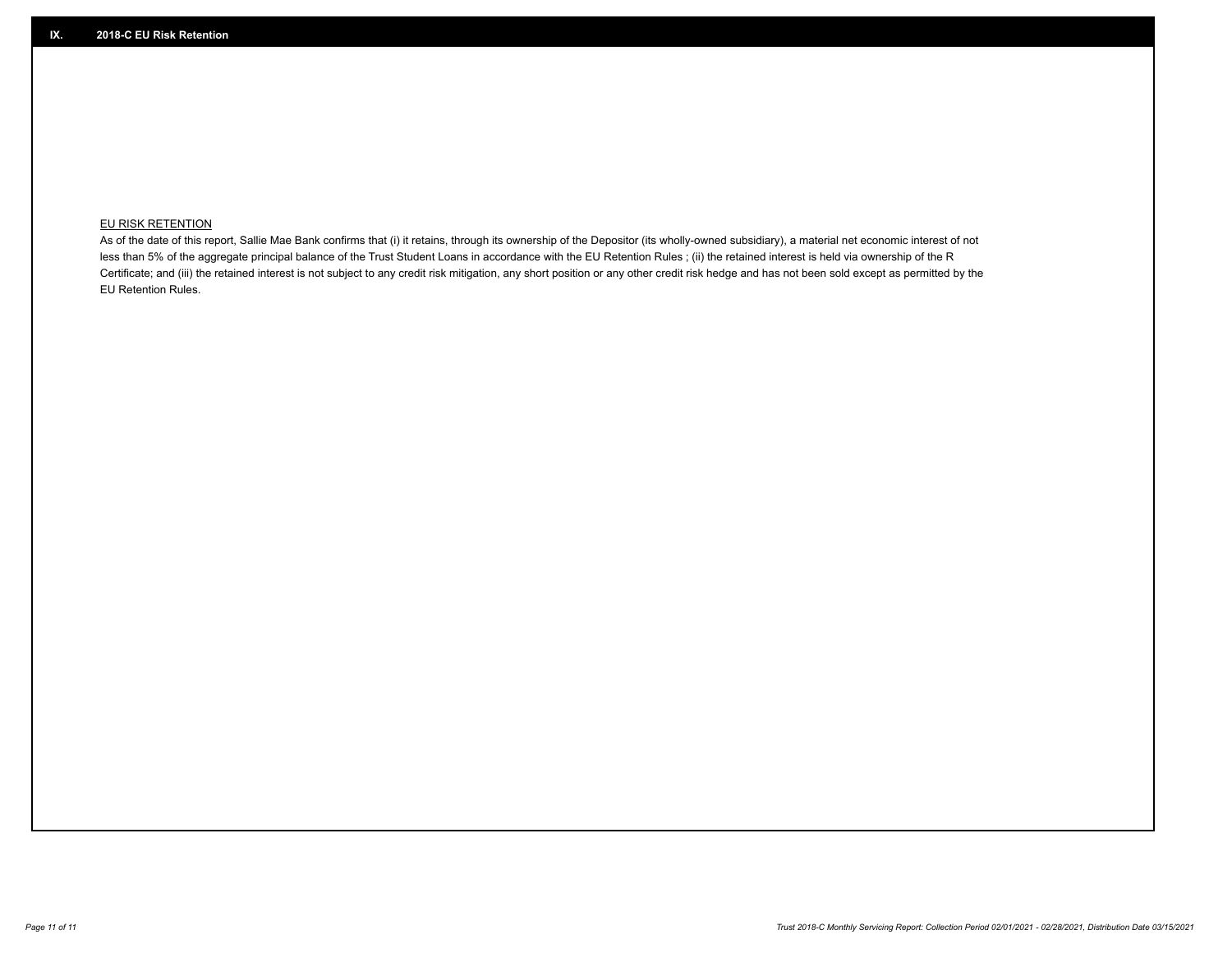## IX. 2018-C EU Risk Retention

EU RISK RETENTION

As of the date of this report, Sallie Mae Bank confirms that (i) it retains, through its ownership of the Depositor (its wholly-owned subsidiary), a material net economic interest of not less than 5% of the aggregate principal balance of the Trust Student Loans in accordance with the EU Retention Rules ; (ii) the retained interest is held via ownership of the R Certificate; and (iii) the retained interest is not subject to any credit risk mitigation, any short position or any other credit risk hedge and has not been sold except as permitted by the EU Retention Rules.